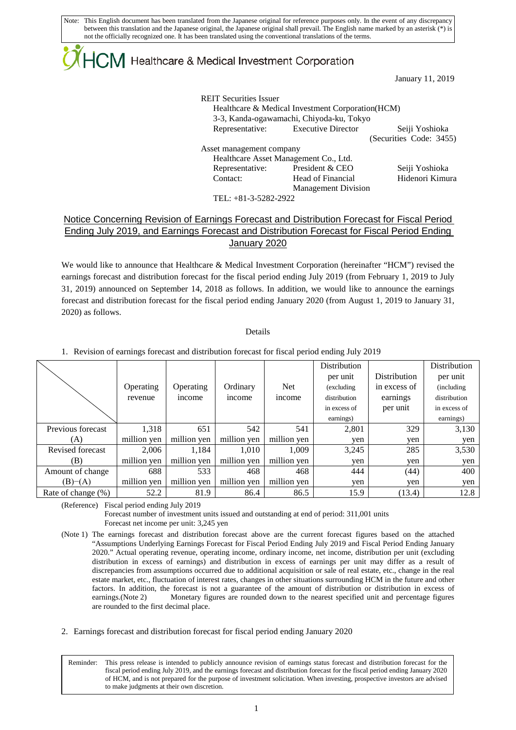Note: This English document has been translated from the Japanese original for reference purposes only. In the event of any discrepancy between this translation and the Japanese original, the Japanese original shall prevail. The English name marked by an asterisk (*) is not the officially recognized one. It has been translated using the conventional translations of the terms.

HCM Healthcare & Medical Investment Corporation

January 11, 2019

REIT Securities Issuer
Healthcare & Medical Investment Corporation(HCM)
3-3, Kanda-ogawamachi, Chiyoda-ku, Tokyo
Representative: Executive Director Seiji Yoshioka
(Securities Code: 3455)

Asset management company
Healthcare Asset Management Co., Ltd.
Representative: President & CEO Seiji Yoshioka
Contact: Head of Financial Management Division Hidenori Kimura
TEL: +81-3-5282-2922

# Notice Concerning Revision of Earnings Forecast and Distribution Forecast for Fiscal Period Ending July 2019, and Earnings Forecast and Distribution Forecast for Fiscal Period Ending January 2020

We would like to announce that Healthcare & Medical Investment Corporation (hereinafter "HCM") revised the earnings forecast and distribution forecast for the fiscal period ending July 2019 (from February 1, 2019 to July 31, 2019) announced on September 14, 2018 as follows. In addition, we would like to announce the earnings forecast and distribution forecast for the fiscal period ending January 2020 (from August 1, 2019 to January 31, 2020) as follows.

Details

1. Revision of earnings forecast and distribution forecast for fiscal period ending July 2019

| | Operating revenue | Operating income | Ordinary income | Net income | Distribution per unit (excluding distribution in excess of earnings) | Distribution in excess of earnings per unit | Distribution per unit (including distribution in excess of earnings) |
|---|---|---|---|---|---|---|---|
| Previous forecast (A) | 1,318 million yen | 651 million yen | 542 million yen | 541 million yen | 2,801 yen | 329 yen | 3,130 yen |
| Revised forecast (B) | 2,006 million yen | 1,184 million yen | 1,010 million yen | 1,009 million yen | 3,245 yen | 285 yen | 3,530 yen |
| Amount of change (B)−(A) | 688 million yen | 533 million yen | 468 million yen | 468 million yen | 444 yen | (44) yen | 400 yen |
| Rate of change (%) | 52.2 | 81.9 | 86.4 | 86.5 | 15.9 | (13.4) | 12.8 |

(Reference) Fiscal period ending July 2019
Forecast number of investment units issued and outstanding at end of period: 311,001 units
Forecast net income per unit: 3,245 yen

(Note 1) The earnings forecast and distribution forecast above are the current forecast figures based on the attached "Assumptions Underlying Earnings Forecast for Fiscal Period Ending July 2019 and Fiscal Period Ending January 2020." Actual operating revenue, operating income, ordinary income, net income, distribution per unit (excluding distribution in excess of earnings) and distribution in excess of earnings per unit may differ as a result of discrepancies from assumptions occurred due to additional acquisition or sale of real estate, etc., change in the real estate market, etc., fluctuation of interest rates, changes in other situations surrounding HCM in the future and other factors. In addition, the forecast is not a guarantee of the amount of distribution or distribution in excess of earnings.

(Note 2) Monetary figures are rounded down to the nearest specified unit and percentage figures are rounded to the first decimal place.

2. Earnings forecast and distribution forecast for fiscal period ending January 2020

Reminder: This press release is intended to publicly announce revision of earnings status forecast and distribution forecast for the fiscal period ending July 2019, and the earnings forecast and distribution forecast for the fiscal period ending January 2020 of HCM, and is not prepared for the purpose of investment solicitation. When investing, prospective investors are advised to make judgments at their own discretion.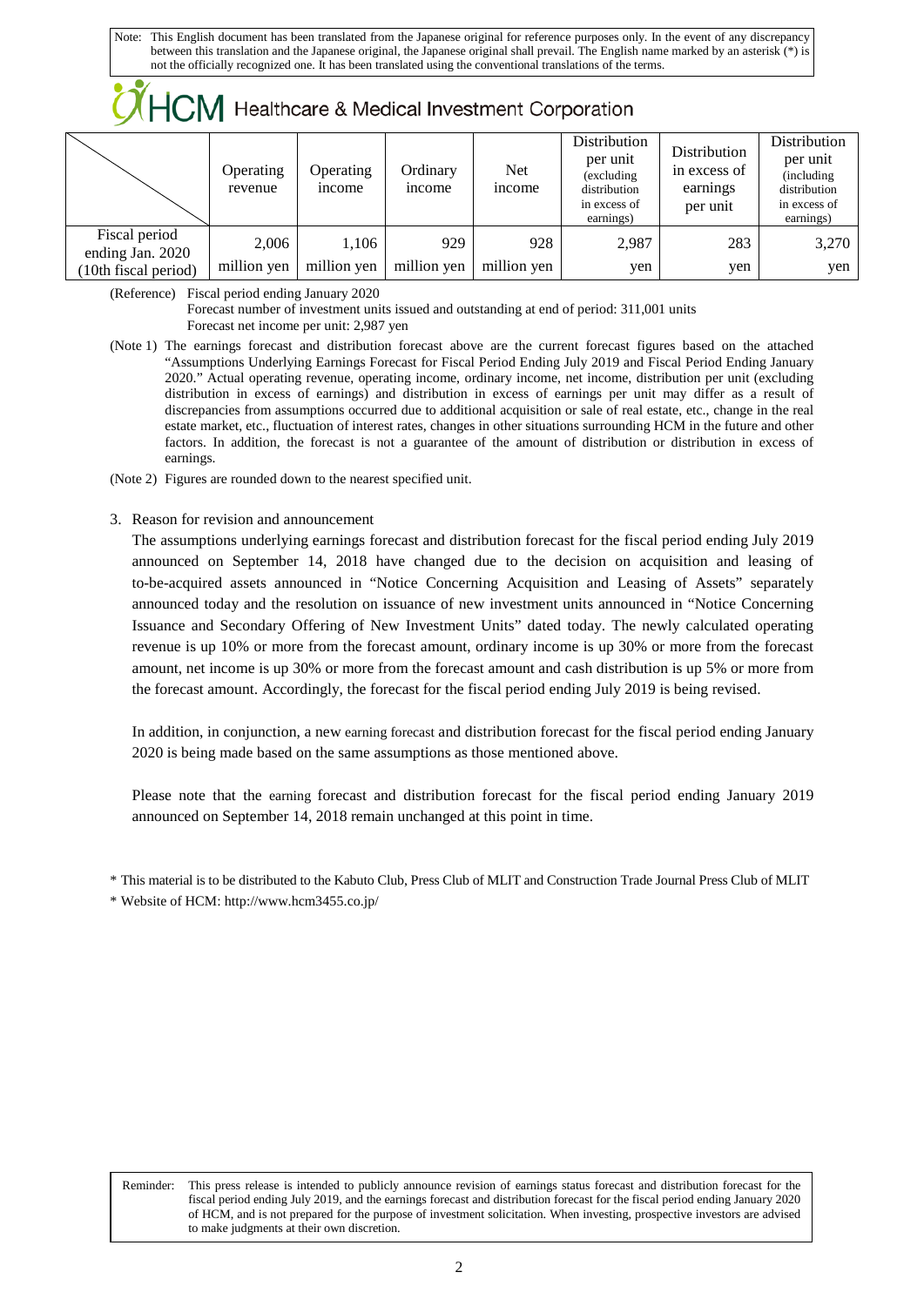Note: This English document has been translated from the Japanese original for reference purposes only. In the event of any discrepancy between this translation and the Japanese original, the Japanese original shall prevail. The English name marked by an asterisk (*) is not the officially recognized one. It has been translated using the conventional translations of the terms.

HCM Healthcare & Medical Investment Corporation

| | Operating revenue | Operating income | Ordinary income | Net income | Distribution per unit (excluding distribution in excess of earnings) | Distribution in excess of earnings per unit | Distribution per unit (including distribution in excess of earnings) |
|---|---|---|---|---|---|---|---|
| Fiscal period ending Jan. 2020 (10th fiscal period) | 2,006 million yen | 1,106 million yen | 929 million yen | 928 million yen | 2,987 yen | 283 yen | 3,270 yen |

(Reference) Fiscal period ending January 2020
Forecast number of investment units issued and outstanding at end of period: 311,001 units
Forecast net income per unit: 2,987 yen

(Note 1) The earnings forecast and distribution forecast above are the current forecast figures based on the attached "Assumptions Underlying Earnings Forecast for Fiscal Period Ending July 2019 and Fiscal Period Ending January 2020." Actual operating revenue, operating income, ordinary income, net income, distribution per unit (excluding distribution in excess of earnings) and distribution in excess of earnings per unit may differ as a result of discrepancies from assumptions occurred due to additional acquisition or sale of real estate, etc., change in the real estate market, etc., fluctuation of interest rates, changes in other situations surrounding HCM in the future and other factors. In addition, the forecast is not a guarantee of the amount of distribution or distribution in excess of earnings.

(Note 2) Figures are rounded down to the nearest specified unit.

3. Reason for revision and announcement

The assumptions underlying earnings forecast and distribution forecast for the fiscal period ending July 2019 announced on September 14, 2018 have changed due to the decision on acquisition and leasing of to-be-acquired assets announced in "Notice Concerning Acquisition and Leasing of Assets" separately announced today and the resolution on issuance of new investment units announced in "Notice Concerning Issuance and Secondary Offering of New Investment Units" dated today. The newly calculated operating revenue is up 10% or more from the forecast amount, ordinary income is up 30% or more from the forecast amount, net income is up 30% or more from the forecast amount and cash distribution is up 5% or more from the forecast amount. Accordingly, the forecast for the fiscal period ending July 2019 is being revised.

In addition, in conjunction, a new earning forecast and distribution forecast for the fiscal period ending January 2020 is being made based on the same assumptions as those mentioned above.

Please note that the earning forecast and distribution forecast for the fiscal period ending January 2019 announced on September 14, 2018 remain unchanged at this point in time.

\* This material is to be distributed to the Kabuto Club, Press Club of MLIT and Construction Trade Journal Press Club of MLIT

\* Website of HCM: http://www.hcm3455.co.jp/

Reminder: This press release is intended to publicly announce revision of earnings status forecast and distribution forecast for the fiscal period ending July 2019, and the earnings forecast and distribution forecast for the fiscal period ending January 2020 of HCM, and is not prepared for the purpose of investment solicitation. When investing, prospective investors are advised to make judgments at their own discretion.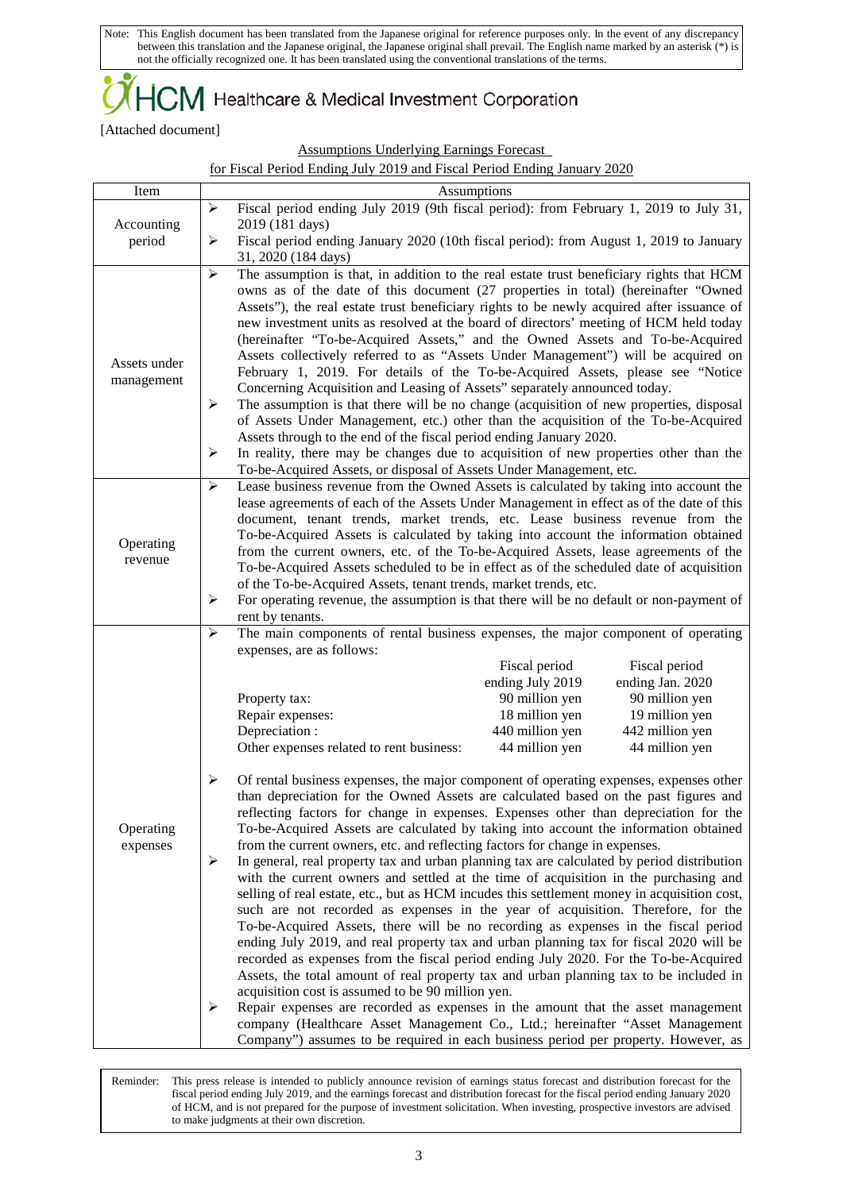Note: This English document has been translated from the Japanese original for reference purposes only. In the event of any discrepancy between this translation and the Japanese original, the Japanese original shall prevail. The English name marked by an asterisk (*) is not the officially recognized one. It has been translated using the conventional translations of the terms.

HCM Healthcare & Medical Investment Corporation

[Attached document]

Assumptions Underlying Earnings Forecast
for Fiscal Period Ending July 2019 and Fiscal Period Ending January 2020

| Item | Assumptions |
|---|---|
| Accounting period | ➢ Fiscal period ending July 2019 (9th fiscal period): from February 1, 2019 to July 31, 2019 (181 days)<br>➢ Fiscal period ending January 2020 (10th fiscal period): from August 1, 2019 to January 31, 2020 (184 days) |
| Assets under management | ➢ The assumption is that, in addition to the real estate trust beneficiary rights that HCM owns as of the date of this document (27 properties in total) (hereinafter "Owned Assets"), the real estate trust beneficiary rights to be newly acquired after issuance of new investment units as resolved at the board of directors' meeting of HCM held today (hereinafter "To-be-Acquired Assets," and the Owned Assets and To-be-Acquired Assets collectively referred to as "Assets Under Management") will be acquired on February 1, 2019. For details of the To-be-Acquired Assets, please see "Notice Concerning Acquisition and Leasing of Assets" separately announced today.<br>➢ The assumption is that there will be no change (acquisition of new properties, disposal of Assets Under Management, etc.) other than the acquisition of the To-be-Acquired Assets through to the end of the fiscal period ending January 2020.<br>➢ In reality, there may be changes due to acquisition of new properties other than the To-be-Acquired Assets, or disposal of Assets Under Management, etc. |
| Operating revenue | ➢ Lease business revenue from the Owned Assets is calculated by taking into account the lease agreements of each of the Assets Under Management in effect as of the date of this document, tenant trends, market trends, etc. Lease business revenue from the To-be-Acquired Assets is calculated by taking into account the information obtained from the current owners, etc. of the To-be-Acquired Assets, lease agreements of the To-be-Acquired Assets scheduled to be in effect as of the scheduled date of acquisition of the To-be-Acquired Assets, tenant trends, market trends, etc.<br>➢ For operating revenue, the assumption is that there will be no default or non-payment of rent by tenants. |
| Operating expenses | ➢ The main components of rental business expenses, the major component of operating expenses, are as follows:<br><br>(Fiscal period ending July 2019 / Fiscal period ending Jan. 2020)<br>Property tax: 90 million yen / 90 million yen<br>Repair expenses: 18 million yen / 19 million yen<br>Depreciation : 440 million yen / 442 million yen<br>Other expenses related to rent business: 44 million yen / 44 million yen<br><br>➢ Of rental business expenses, the major component of operating expenses, expenses other than depreciation for the Owned Assets are calculated based on the past figures and reflecting factors for change in expenses. Expenses other than depreciation for the To-be-Acquired Assets are calculated by taking into account the information obtained from the current owners, etc. and reflecting factors for change in expenses.<br>➢ In general, real property tax and urban planning tax are calculated by period distribution with the current owners and settled at the time of acquisition in the purchasing and selling of real estate, etc., but as HCM incudes this settlement money in acquisition cost, such are not recorded as expenses in the year of acquisition. Therefore, for the To-be-Acquired Assets, there will be no recording as expenses in the fiscal period ending July 2019, and real property tax and urban planning tax for fiscal 2020 will be recorded as expenses from the fiscal period ending July 2020. For the To-be-Acquired Assets, the total amount of real property tax and urban planning tax to be included in acquisition cost is assumed to be 90 million yen.<br>➢ Repair expenses are recorded as expenses in the amount that the asset management company (Healthcare Asset Management Co., Ltd.; hereinafter "Asset Management Company") assumes to be required in each business period per property. However, as |

Reminder: This press release is intended to publicly announce revision of earnings status forecast and distribution forecast for the fiscal period ending July 2019, and the earnings forecast and distribution forecast for the fiscal period ending January 2020 of HCM, and is not prepared for the purpose of investment solicitation. When investing, prospective investors are advised to make judgments at their own discretion.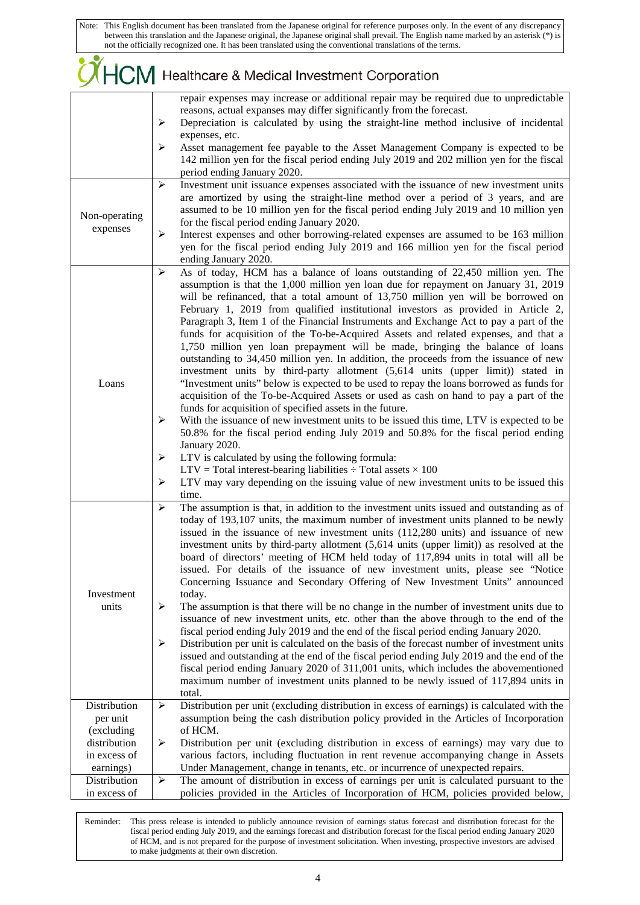| | |
|---|---|
| | repair expenses may increase or additional repair may be required due to unpredictable reasons, actual expanses may differ significantly from the forecast.<br>➢ Depreciation is calculated by using the straight-line method inclusive of incidental expenses, etc.<br>➢ Asset management fee payable to the Asset Management Company is expected to be 142 million yen for the fiscal period ending July 2019 and 202 million yen for the fiscal period ending January 2020. |
| Non-operating expenses | ➢ Investment unit issuance expenses associated with the issuance of new investment units are amortized by using the straight-line method over a period of 3 years, and are assumed to be 10 million yen for the fiscal period ending July 2019 and 10 million yen for the fiscal period ending January 2020.<br>➢ Interest expenses and other borrowing-related expenses are assumed to be 163 million yen for the fiscal period ending July 2019 and 166 million yen for the fiscal period ending January 2020. |
| Loans | ➢ As of today, HCM has a balance of loans outstanding of 22,450 million yen. The assumption is that the 1,000 million yen loan due for repayment on January 31, 2019 will be refinanced, that a total amount of 13,750 million yen will be borrowed on February 1, 2019 from qualified institutional investors as provided in Article 2, Paragraph 3, Item 1 of the Financial Instruments and Exchange Act to pay a part of the funds for acquisition of the To-be-Acquired Assets and related expenses, and that a 1,750 million yen loan prepayment will be made, bringing the balance of loans outstanding to 34,450 million yen. In addition, the proceeds from the issuance of new investment units by third-party allotment (5,614 units (upper limit)) stated in "Investment units" below is expected to be used to repay the loans borrowed as funds for acquisition of the To-be-Acquired Assets or used as cash on hand to pay a part of the funds for acquisition of specified assets in the future.<br>➢ With the issuance of new investment units to be issued this time, LTV is expected to be 50.8% for the fiscal period ending July 2019 and 50.8% for the fiscal period ending January 2020.<br>➢ LTV is calculated by using the following formula:<br>LTV = Total interest-bearing liabilities ÷ Total assets × 100<br>➢ LTV may vary depending on the issuing value of new investment units to be issued this time. |
| Investment units | ➢ The assumption is that, in addition to the investment units issued and outstanding as of today of 193,107 units, the maximum number of investment units planned to be newly issued in the issuance of new investment units (112,280 units) and issuance of new investment units by third-party allotment (5,614 units (upper limit)) as resolved at the board of directors' meeting of HCM held today of 117,894 units in total will all be issued. For details of the issuance of new investment units, please see "Notice Concerning Issuance and Secondary Offering of New Investment Units" announced today.<br>➢ The assumption is that there will be no change in the number of investment units due to issuance of new investment units, etc. other than the above through to the end of the fiscal period ending July 2019 and the end of the fiscal period ending January 2020.<br>➢ Distribution per unit is calculated on the basis of the forecast number of investment units issued and outstanding at the end of the fiscal period ending July 2019 and the end of the fiscal period ending January 2020 of 311,001 units, which includes the abovementioned maximum number of investment units planned to be newly issued of 117,894 units in total. |
| Distribution per unit (excluding distribution in excess of earnings) | ➢ Distribution per unit (excluding distribution in excess of earnings) is calculated with the assumption being the cash distribution policy provided in the Articles of Incorporation of HCM.<br>➢ Distribution per unit (excluding distribution in excess of earnings) may vary due to various factors, including fluctuation in rent revenue accompanying change in Assets Under Management, change in tenants, etc. or incurrence of unexpected repairs. |
| Distribution in excess of | ➢ The amount of distribution in excess of earnings per unit is calculated pursuant to the policies provided in the Articles of Incorporation of HCM, policies provided below, |

Reminder: This press release is intended to publicly announce revision of earnings status forecast and distribution forecast for the fiscal period ending July 2019, and the earnings forecast and distribution forecast for the fiscal period ending January 2020 of HCM, and is not prepared for the purpose of investment solicitation. When investing, prospective investors are advised to make judgments at their own discretion.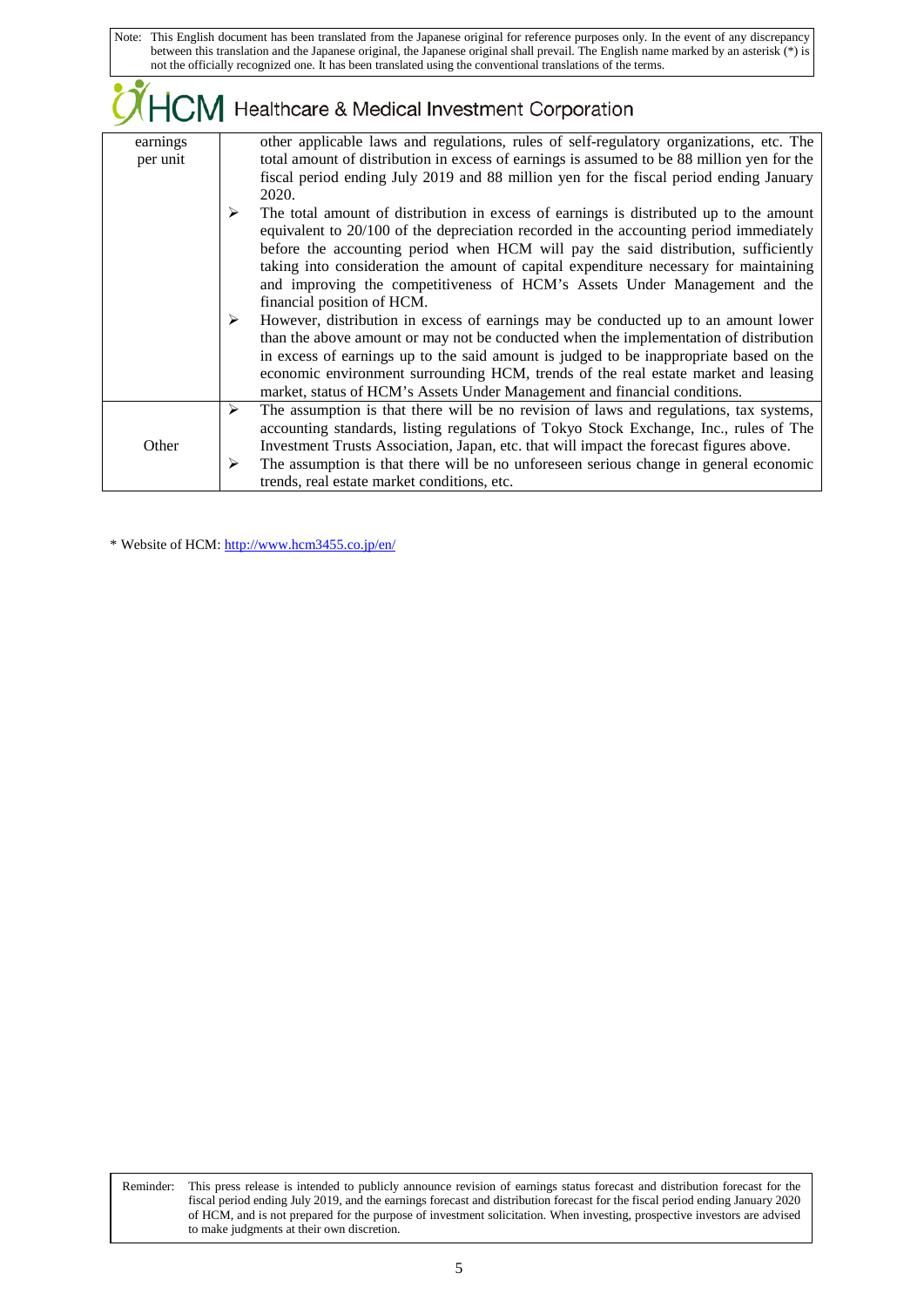Note: This English document has been translated from the Japanese original for reference purposes only. In the event of any discrepancy between this translation and the Japanese original, the Japanese original shall prevail. The English name marked by an asterisk (*) is not the officially recognized one. It has been translated using the conventional translations of the terms.

Healthcare & Medical Investment Corporation

| | |
|---|---|
| earnings per unit | other applicable laws and regulations, rules of self-regulatory organizations, etc. The total amount of distribution in excess of earnings is assumed to be 88 million yen for the fiscal period ending July 2019 and 88 million yen for the fiscal period ending January 2020.<br>➢ The total amount of distribution in excess of earnings is distributed up to the amount equivalent to 20/100 of the depreciation recorded in the accounting period immediately before the accounting period when HCM will pay the said distribution, sufficiently taking into consideration the amount of capital expenditure necessary for maintaining and improving the competitiveness of HCM's Assets Under Management and the financial position of HCM.<br>➢ However, distribution in excess of earnings may be conducted up to an amount lower than the above amount or may not be conducted when the implementation of distribution in excess of earnings up to the said amount is judged to be inappropriate based on the economic environment surrounding HCM, trends of the real estate market and leasing market, status of HCM's Assets Under Management and financial conditions. |
| Other | ➢ The assumption is that there will be no revision of laws and regulations, tax systems, accounting standards, listing regulations of Tokyo Stock Exchange, Inc., rules of The Investment Trusts Association, Japan, etc. that will impact the forecast figures above.<br>➢ The assumption is that there will be no unforeseen serious change in general economic trends, real estate market conditions, etc. |

* Website of HCM: http://www.hcm3455.co.jp/en/

Reminder: This press release is intended to publicly announce revision of earnings status forecast and distribution forecast for the fiscal period ending July 2019, and the earnings forecast and distribution forecast for the fiscal period ending January 2020 of HCM, and is not prepared for the purpose of investment solicitation. When investing, prospective investors are advised to make judgments at their own discretion.